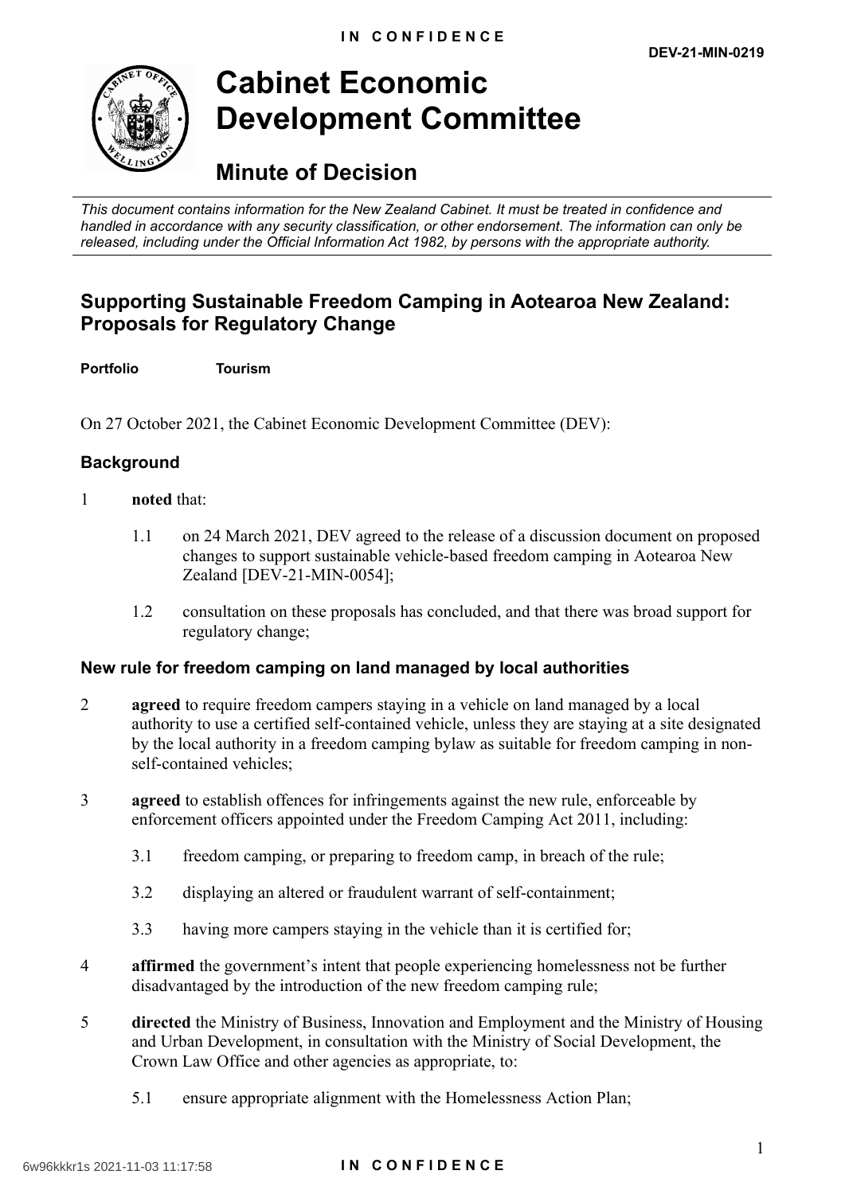IN CONFIDENCE

DEV-21-MIN-0219

# Cabinet Economic Development Committee

## Minute of Decision

*This document contains information for the New Zealand Cabinet. It must be treated in confidence and handled in accordance with any security classification, or other endorsement. The information can only be released, including under the Official Information Act 1982, by persons with the appropriate authority.*

## Supporting Sustainable Freedom Camping in Aotearoa New Zealand: Proposals for Regulatory Change

**Portfolio** **Tourism**

On 27 October 2021, the Cabinet Economic Development Committee (DEV):

### Background

1 **noted** that:

1.1 on 24 March 2021, DEV agreed to the release of a discussion document on proposed changes to support sustainable vehicle-based freedom camping in Aotearoa New Zealand [DEV-21-MIN-0054];

1.2 consultation on these proposals has concluded, and that there was broad support for regulatory change;

### New rule for freedom camping on land managed by local authorities

2 **agreed** to require freedom campers staying in a vehicle on land managed by a local authority to use a certified self-contained vehicle, unless they are staying at a site designated by the local authority in a freedom camping bylaw as suitable for freedom camping in non-self-contained vehicles;

3 **agreed** to establish offences for infringements against the new rule, enforceable by enforcement officers appointed under the Freedom Camping Act 2011, including:

3.1 freedom camping, or preparing to freedom camp, in breach of the rule;

3.2 displaying an altered or fraudulent warrant of self-containment;

3.3 having more campers staying in the vehicle than it is certified for;

4 **affirmed** the government's intent that people experiencing homelessness not be further disadvantaged by the introduction of the new freedom camping rule;

5 **directed** the Ministry of Business, Innovation and Employment and the Ministry of Housing and Urban Development, in consultation with the Ministry of Social Development, the Crown Law Office and other agencies as appropriate, to:

5.1 ensure appropriate alignment with the Homelessness Action Plan;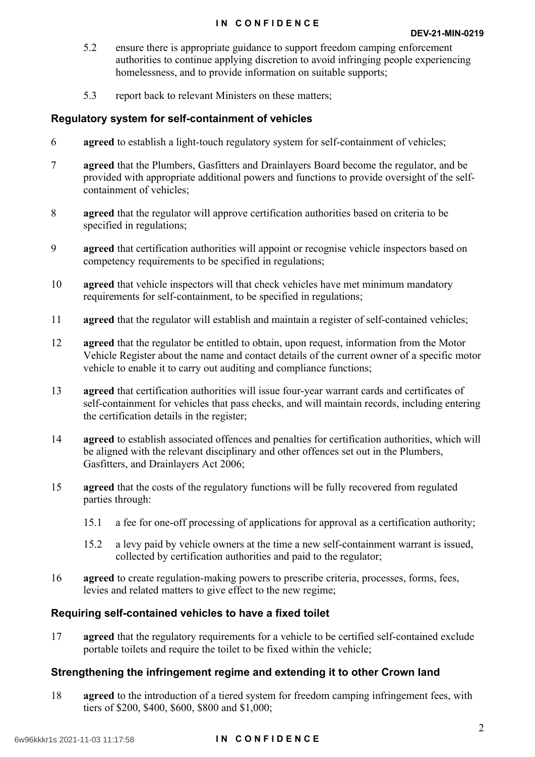5.2 ensure there is appropriate guidance to support freedom camping enforcement authorities to continue applying discretion to avoid infringing people experiencing homelessness, and to provide information on suitable supports;

5.3 report back to relevant Ministers on these matters;

## Regulatory system for self-containment of vehicles

6 **agreed** to establish a light-touch regulatory system for self-containment of vehicles;

7 **agreed** that the Plumbers, Gasfitters and Drainlayers Board become the regulator, and be provided with appropriate additional powers and functions to provide oversight of the self-containment of vehicles;

8 **agreed** that the regulator will approve certification authorities based on criteria to be specified in regulations;

9 **agreed** that certification authorities will appoint or recognise vehicle inspectors based on competency requirements to be specified in regulations;

10 **agreed** that vehicle inspectors will that check vehicles have met minimum mandatory requirements for self-containment, to be specified in regulations;

11 **agreed** that the regulator will establish and maintain a register of self-contained vehicles;

12 **agreed** that the regulator be entitled to obtain, upon request, information from the Motor Vehicle Register about the name and contact details of the current owner of a specific motor vehicle to enable it to carry out auditing and compliance functions;

13 **agreed** that certification authorities will issue four-year warrant cards and certificates of self-containment for vehicles that pass checks, and will maintain records, including entering the certification details in the register;

14 **agreed** to establish associated offences and penalties for certification authorities, which will be aligned with the relevant disciplinary and other offences set out in the Plumbers, Gasfitters, and Drainlayers Act 2006;

15 **agreed** that the costs of the regulatory functions will be fully recovered from regulated parties through:

15.1 a fee for one-off processing of applications for approval as a certification authority;

15.2 a levy paid by vehicle owners at the time a new self-containment warrant is issued, collected by certification authorities and paid to the regulator;

16 **agreed** to create regulation-making powers to prescribe criteria, processes, forms, fees, levies and related matters to give effect to the new regime;

## Requiring self-contained vehicles to have a fixed toilet

17 **agreed** that the regulatory requirements for a vehicle to be certified self-contained exclude portable toilets and require the toilet to be fixed within the vehicle;

## Strengthening the infringement regime and extending it to other Crown land

18 **agreed** to the introduction of a tiered system for freedom camping infringement fees, with tiers of $200, $400, $600, $800 and $1,000;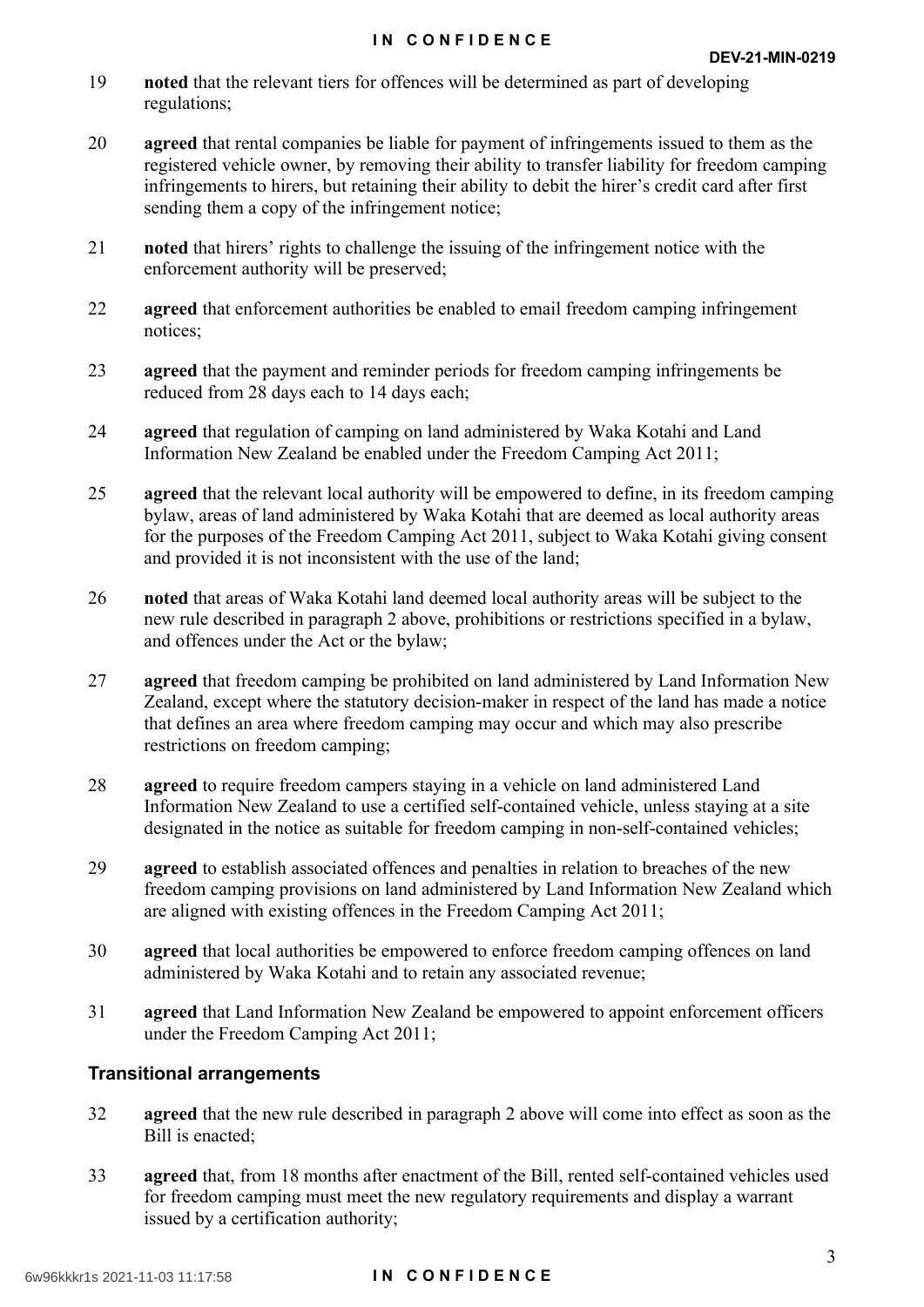19 **noted** that the relevant tiers for offences will be determined as part of developing regulations;

20 **agreed** that rental companies be liable for payment of infringements issued to them as the registered vehicle owner, by removing their ability to transfer liability for freedom camping infringements to hirers, but retaining their ability to debit the hirer's credit card after first sending them a copy of the infringement notice;

21 **noted** that hirers' rights to challenge the issuing of the infringement notice with the enforcement authority will be preserved;

22 **agreed** that enforcement authorities be enabled to email freedom camping infringement notices;

23 **agreed** that the payment and reminder periods for freedom camping infringements be reduced from 28 days each to 14 days each;

24 **agreed** that regulation of camping on land administered by Waka Kotahi and Land Information New Zealand be enabled under the Freedom Camping Act 2011;

25 **agreed** that the relevant local authority will be empowered to define, in its freedom camping bylaw, areas of land administered by Waka Kotahi that are deemed as local authority areas for the purposes of the Freedom Camping Act 2011, subject to Waka Kotahi giving consent and provided it is not inconsistent with the use of the land;

26 **noted** that areas of Waka Kotahi land deemed local authority areas will be subject to the new rule described in paragraph 2 above, prohibitions or restrictions specified in a bylaw, and offences under the Act or the bylaw;

27 **agreed** that freedom camping be prohibited on land administered by Land Information New Zealand, except where the statutory decision-maker in respect of the land has made a notice that defines an area where freedom camping may occur and which may also prescribe restrictions on freedom camping;

28 **agreed** to require freedom campers staying in a vehicle on land administered Land Information New Zealand to use a certified self-contained vehicle, unless staying at a site designated in the notice as suitable for freedom camping in non-self-contained vehicles;

29 **agreed** to establish associated offences and penalties in relation to breaches of the new freedom camping provisions on land administered by Land Information New Zealand which are aligned with existing offences in the Freedom Camping Act 2011;

30 **agreed** that local authorities be empowered to enforce freedom camping offences on land administered by Waka Kotahi and to retain any associated revenue;

31 **agreed** that Land Information New Zealand be empowered to appoint enforcement officers under the Freedom Camping Act 2011;

### Transitional arrangements

32 **agreed** that the new rule described in paragraph 2 above will come into effect as soon as the Bill is enacted;

33 **agreed** that, from 18 months after enactment of the Bill, rented self-contained vehicles used for freedom camping must meet the new regulatory requirements and display a warrant issued by a certification authority;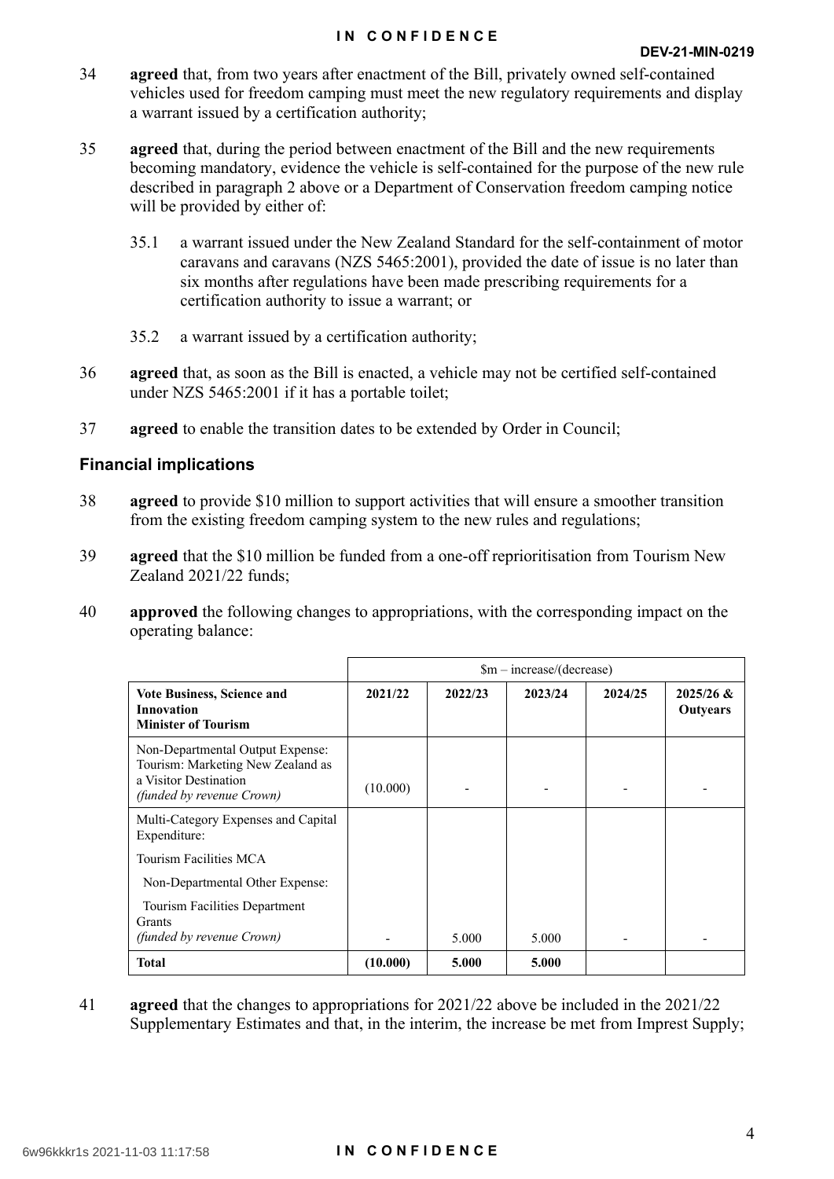34 **agreed** that, from two years after enactment of the Bill, privately owned self-contained vehicles used for freedom camping must meet the new regulatory requirements and display a warrant issued by a certification authority;

35 **agreed** that, during the period between enactment of the Bill and the new requirements becoming mandatory, evidence the vehicle is self-contained for the purpose of the new rule described in paragraph 2 above or a Department of Conservation freedom camping notice will be provided by either of:

35.1 a warrant issued under the New Zealand Standard for the self-containment of motor caravans and caravans (NZS 5465:2001), provided the date of issue is no later than six months after regulations have been made prescribing requirements for a certification authority to issue a warrant; or

35.2 a warrant issued by a certification authority;

36 **agreed** that, as soon as the Bill is enacted, a vehicle may not be certified self-contained under NZS 5465:2001 if it has a portable toilet;

37 **agreed** to enable the transition dates to be extended by Order in Council;

### Financial implications

38 **agreed** to provide $10 million to support activities that will ensure a smoother transition from the existing freedom camping system to the new rules and regulations;

39 **agreed** that the $10 million be funded from a one-off reprioritisation from Tourism New Zealand 2021/22 funds;

40 **approved** the following changes to appropriations, with the corresponding impact on the operating balance:

| | $m – increase/(decrease) | | | | |
|---|---|---|---|---|---|
| **Vote Business, Science and Innovation<br>Minister of Tourism** | **2021/22** | **2022/23** | **2023/24** | **2024/25** | **2025/26 & Outyears** |
| Non-Departmental Output Expense: Tourism: Marketing New Zealand as a Visitor Destination *(funded by revenue Crown)* | (10.000) | - | - | - | - |
| Multi-Category Expenses and Capital Expenditure:<br>Tourism Facilities MCA<br>Non-Departmental Other Expense:<br>Tourism Facilities Department Grants *(funded by revenue Crown)* | - | 5.000 | 5.000 | - | - |
| **Total** | **(10.000)** | **5.000** | **5.000** | | |

41 **agreed** that the changes to appropriations for 2021/22 above be included in the 2021/22 Supplementary Estimates and that, in the interim, the increase be met from Imprest Supply;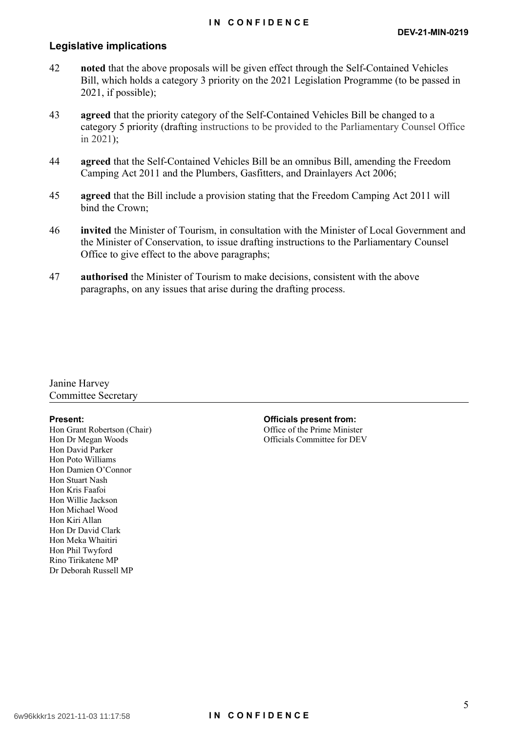## Legislative implications

42 **noted** that the above proposals will be given effect through the Self-Contained Vehicles Bill, which holds a category 3 priority on the 2021 Legislation Programme (to be passed in 2021, if possible);

43 **agreed** that the priority category of the Self-Contained Vehicles Bill be changed to a category 5 priority (drafting instructions to be provided to the Parliamentary Counsel Office in 2021);

44 **agreed** that the Self-Contained Vehicles Bill be an omnibus Bill, amending the Freedom Camping Act 2011 and the Plumbers, Gasfitters, and Drainlayers Act 2006;

45 **agreed** that the Bill include a provision stating that the Freedom Camping Act 2011 will bind the Crown;

46 **invited** the Minister of Tourism, in consultation with the Minister of Local Government and the Minister of Conservation, to issue drafting instructions to the Parliamentary Counsel Office to give effect to the above paragraphs;

47 **authorised** the Minister of Tourism to make decisions, consistent with the above paragraphs, on any issues that arise during the drafting process.

Janine Harvey
Committee Secretary

**Present:**
Hon Grant Robertson (Chair)
Hon Dr Megan Woods
Hon David Parker
Hon Poto Williams
Hon Damien O'Connor
Hon Stuart Nash
Hon Kris Faafoi
Hon Willie Jackson
Hon Michael Wood
Hon Kiri Allan
Hon Dr David Clark
Hon Meka Whaitiri
Hon Phil Twyford
Rino Tirikatene MP
Dr Deborah Russell MP

**Officials present from:**
Office of the Prime Minister
Officials Committee for DEV